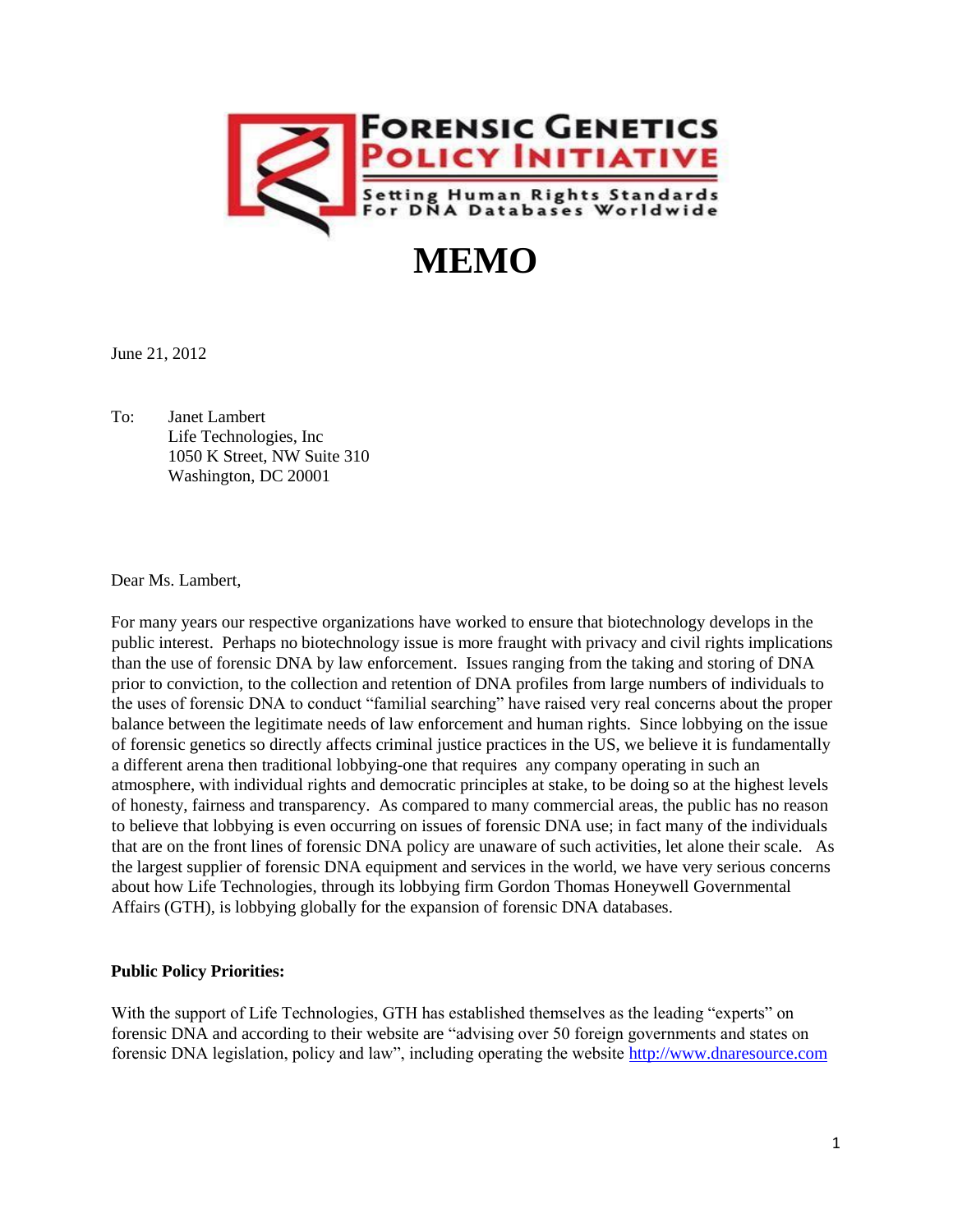**FORENSIC GENETICS POLICY INITIATIVE**

Setting Human Rights Standards For DNA Databases Worldwide

# MEMO

June 21, 2012

To: Janet Lambert
Life Technologies, Inc
1050 K Street, NW Suite 310
Washington, DC 20001

Dear Ms. Lambert,

For many years our respective organizations have worked to ensure that biotechnology develops in the public interest. Perhaps no biotechnology issue is more fraught with privacy and civil rights implications than the use of forensic DNA by law enforcement. Issues ranging from the taking and storing of DNA prior to conviction, to the collection and retention of DNA profiles from large numbers of individuals to the uses of forensic DNA to conduct "familial searching" have raised very real concerns about the proper balance between the legitimate needs of law enforcement and human rights. Since lobbying on the issue of forensic genetics so directly affects criminal justice practices in the US, we believe it is fundamentally a different arena then traditional lobbying-one that requires any company operating in such an atmosphere, with individual rights and democratic principles at stake, to be doing so at the highest levels of honesty, fairness and transparency. As compared to many commercial areas, the public has no reason to believe that lobbying is even occurring on issues of forensic DNA use; in fact many of the individuals that are on the front lines of forensic DNA policy are unaware of such activities, let alone their scale. As the largest supplier of forensic DNA equipment and services in the world, we have very serious concerns about how Life Technologies, through its lobbying firm Gordon Thomas Honeywell Governmental Affairs (GTH), is lobbying globally for the expansion of forensic DNA databases.

**Public Policy Priorities:**

With the support of Life Technologies, GTH has established themselves as the leading "experts" on forensic DNA and according to their website are "advising over 50 foreign governments and states on forensic DNA legislation, policy and law", including operating the website http://www.dnaresource.com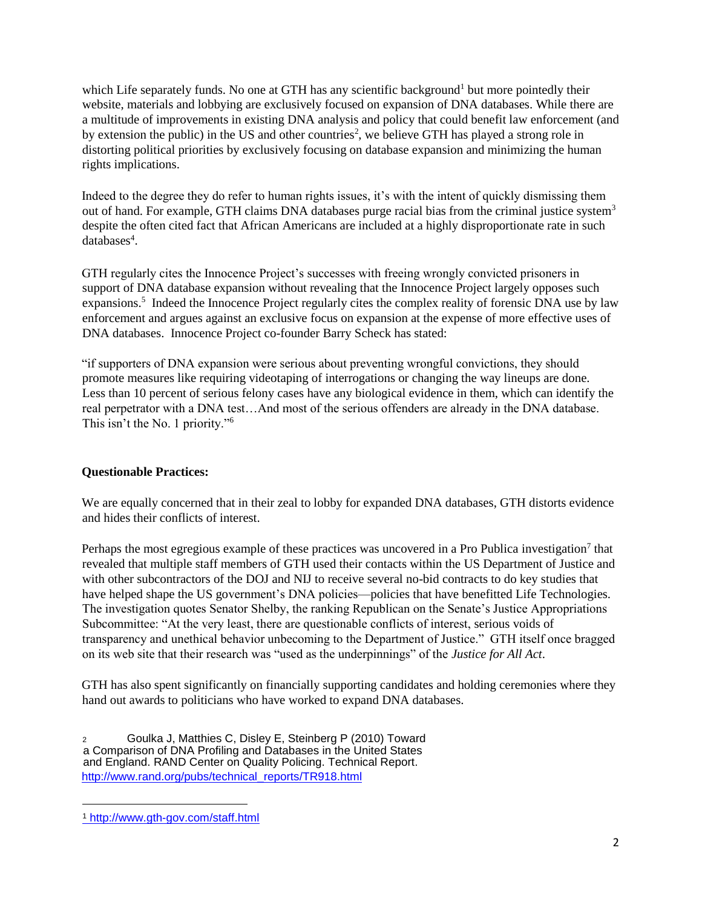which Life separately funds. No one at GTH has any scientific background[1] but more pointedly their website, materials and lobbying are exclusively focused on expansion of DNA databases. While there are a multitude of improvements in existing DNA analysis and policy that could benefit law enforcement (and by extension the public) in the US and other countries[2], we believe GTH has played a strong role in distorting political priorities by exclusively focusing on database expansion and minimizing the human rights implications.

Indeed to the degree they do refer to human rights issues, it's with the intent of quickly dismissing them out of hand. For example, GTH claims DNA databases purge racial bias from the criminal justice system[3] despite the often cited fact that African Americans are included at a highly disproportionate rate in such databases[4].

GTH regularly cites the Innocence Project's successes with freeing wrongly convicted prisoners in support of DNA database expansion without revealing that the Innocence Project largely opposes such expansions.[5] Indeed the Innocence Project regularly cites the complex reality of forensic DNA use by law enforcement and argues against an exclusive focus on expansion at the expense of more effective uses of DNA databases. Innocence Project co-founder Barry Scheck has stated:

"if supporters of DNA expansion were serious about preventing wrongful convictions, they should promote measures like requiring videotaping of interrogations or changing the way lineups are done. Less than 10 percent of serious felony cases have any biological evidence in them, which can identify the real perpetrator with a DNA test…And most of the serious offenders are already in the DNA database. This isn't the No. 1 priority."[6]

**Questionable Practices:**

We are equally concerned that in their zeal to lobby for expanded DNA databases, GTH distorts evidence and hides their conflicts of interest.

Perhaps the most egregious example of these practices was uncovered in a Pro Publica investigation[7] that revealed that multiple staff members of GTH used their contacts within the US Department of Justice and with other subcontractors of the DOJ and NIJ to receive several no-bid contracts to do key studies that have helped shape the US government's DNA policies—policies that have benefitted Life Technologies. The investigation quotes Senator Shelby, the ranking Republican on the Senate's Justice Appropriations Subcommittee: "At the very least, there are questionable conflicts of interest, serious voids of transparency and unethical behavior unbecoming to the Department of Justice." GTH itself once bragged on its web site that their research was "used as the underpinnings" of the *Justice for All Act*.

GTH has also spent significantly on financially supporting candidates and holding ceremonies where they hand out awards to politicians who have worked to expand DNA databases.

[2] Goulka J, Matthies C, Disley E, Steinberg P (2010) Toward a Comparison of DNA Profiling and Databases in the United States and England. RAND Center on Quality Policing. Technical Report. http://www.rand.org/pubs/technical_reports/TR918.html

[1] http://www.gth-gov.com/staff.html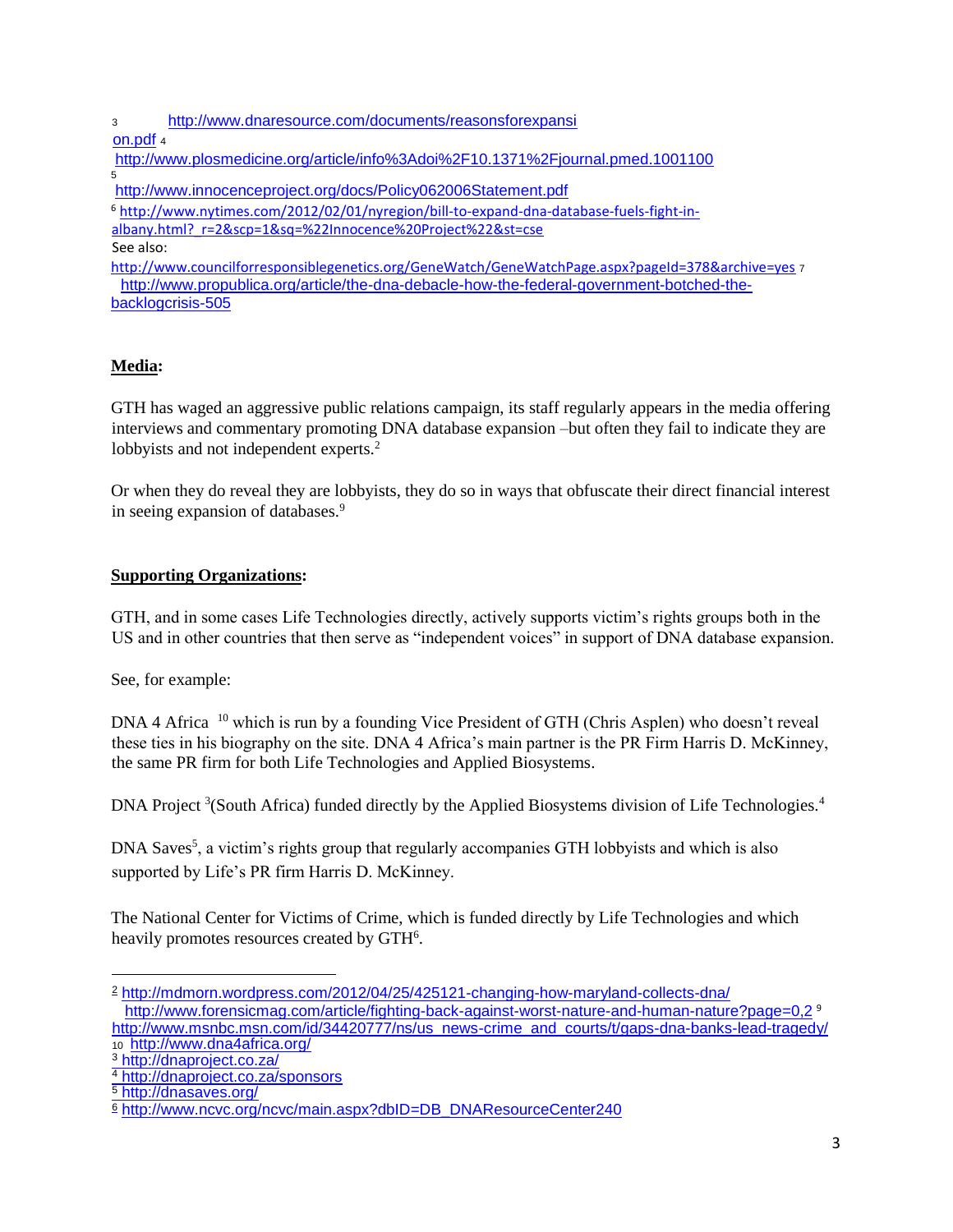[3] http://www.dnaresource.com/documents/reasonsforexpansion.pdf
[4] http://www.plosmedicine.org/article/info%3Adoi%2F10.1371%2Fjournal.pmed.1001100
[5] http://www.innocenceproject.org/docs/Policy062006Statement.pdf
[6] http://www.nytimes.com/2012/02/01/nyregion/bill-to-expand-dna-database-fuels-fight-in-albany.html?_r=2&scp=1&sq=%22Innocence%20Project%22&st=cse
See also:
http://www.councilforresponsiblegenetics.org/GeneWatch/GeneWatchPage.aspx?pageId=378&archive=yes
[7] http://www.propublica.org/article/the-dna-debacle-how-the-federal-government-botched-the-backlogcrisis-505

**Media**:

GTH has waged an aggressive public relations campaign, its staff regularly appears in the media offering interviews and commentary promoting DNA database expansion –but often they fail to indicate they are lobbyists and not independent experts.[2]

Or when they do reveal they are lobbyists, they do so in ways that obfuscate their direct financial interest in seeing expansion of databases.[9]

**Supporting Organizations**:

GTH, and in some cases Life Technologies directly, actively supports victim's rights groups both in the US and in other countries that then serve as "independent voices" in support of DNA database expansion.

See, for example:

DNA 4 Africa [10] which is run by a founding Vice President of GTH (Chris Asplen) who doesn't reveal these ties in his biography on the site. DNA 4 Africa's main partner is the PR Firm Harris D. McKinney, the same PR firm for both Life Technologies and Applied Biosystems.

DNA Project [3](South Africa) funded directly by the Applied Biosystems division of Life Technologies.[4]

DNA Saves[5], a victim's rights group that regularly accompanies GTH lobbyists and which is also supported by Life's PR firm Harris D. McKinney.

The National Center for Victims of Crime, which is funded directly by Life Technologies and which heavily promotes resources created by GTH[6].

---

[2] http://mdmorn.wordpress.com/2012/04/25/425121-changing-how-maryland-collects-dna/
http://www.forensicmag.com/article/fighting-back-against-worst-nature-and-human-nature?page=0,2
[9] http://www.msnbc.msn.com/id/34420777/ns/us_news-crime_and_courts/t/gaps-dna-banks-lead-tragedy/
[10] http://www.dna4africa.org/
[3] http://dnaproject.co.za/
[4] http://dnaproject.co.za/sponsors
[5] http://dnasaves.org/
[6] http://www.ncvc.org/ncvc/main.aspx?dbID=DB_DNAResourceCenter240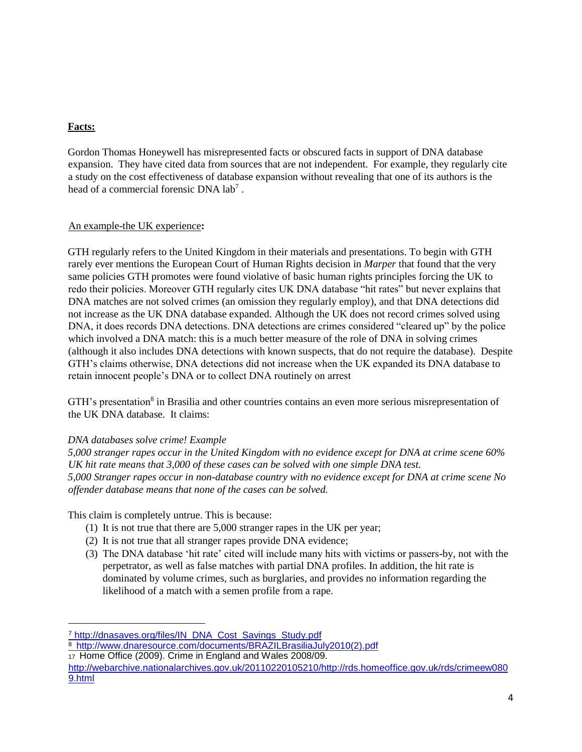**Facts:**

Gordon Thomas Honeywell has misrepresented facts or obscured facts in support of DNA database expansion. They have cited data from sources that are not independent. For example, they regularly cite a study on the cost effectiveness of database expansion without revealing that one of its authors is the head of a commercial forensic DNA lab[7] .

An example-the UK experience**:**

GTH regularly refers to the United Kingdom in their materials and presentations. To begin with GTH rarely ever mentions the European Court of Human Rights decision in *Marper* that found that the very same policies GTH promotes were found violative of basic human rights principles forcing the UK to redo their policies. Moreover GTH regularly cites UK DNA database "hit rates" but never explains that DNA matches are not solved crimes (an omission they regularly employ), and that DNA detections did not increase as the UK DNA database expanded. Although the UK does not record crimes solved using DNA, it does records DNA detections. DNA detections are crimes considered "cleared up" by the police which involved a DNA match: this is a much better measure of the role of DNA in solving crimes (although it also includes DNA detections with known suspects, that do not require the database). Despite GTH's claims otherwise, DNA detections did not increase when the UK expanded its DNA database to retain innocent people's DNA or to collect DNA routinely on arrest

GTH's presentation[8] in Brasilia and other countries contains an even more serious misrepresentation of the UK DNA database. It claims:

*DNA databases solve crime! Example*
*5,000 stranger rapes occur in the United Kingdom with no evidence except for DNA at crime scene 60% UK hit rate means that 3,000 of these cases can be solved with one simple DNA test.*
*5,000 Stranger rapes occur in non-database country with no evidence except for DNA at crime scene No offender database means that none of the cases can be solved.*

This claim is completely untrue. This is because:

(1) It is not true that there are 5,000 stranger rapes in the UK per year;
(2) It is not true that all stranger rapes provide DNA evidence;
(3) The DNA database 'hit rate' cited will include many hits with victims or passers-by, not with the perpetrator, as well as false matches with partial DNA profiles. In addition, the hit rate is dominated by volume crimes, such as burglaries, and provides no information regarding the likelihood of a match with a semen profile from a rape.

---

[7] http://dnasaves.org/files/IN_DNA_Cost_Savings_Study.pdf
[8] http://www.dnaresource.com/documents/BRAZILBrasiliaJuly2010(2).pdf
[17] Home Office (2009). Crime in England and Wales 2008/09. http://webarchive.nationalarchives.gov.uk/20110220105210/http://rds.homeoffice.gov.uk/rds/crimeew0809.html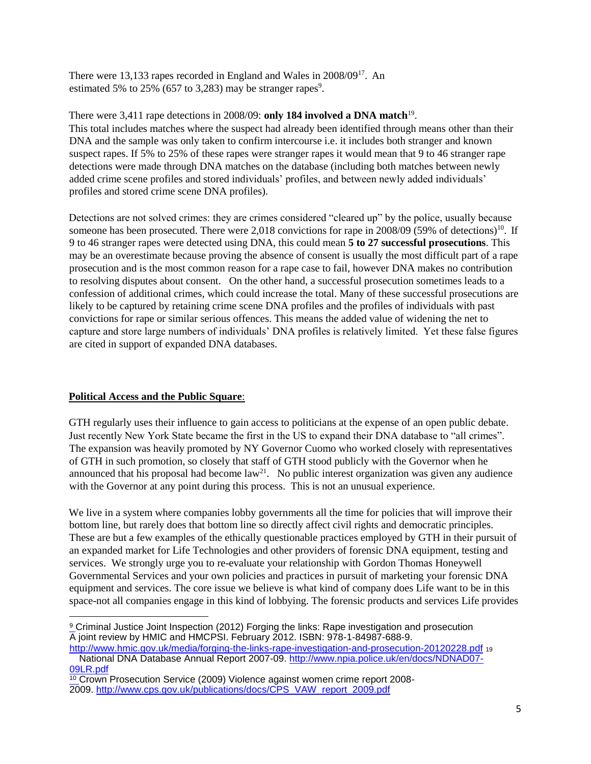There were 13,133 rapes recorded in England and Wales in 2008/09[17]. An estimated 5% to 25% (657 to 3,283) may be stranger rapes[9].

There were 3,411 rape detections in 2008/09: **only 184 involved a DNA match**[19]. This total includes matches where the suspect had already been identified through means other than their DNA and the sample was only taken to confirm intercourse i.e. it includes both stranger and known suspect rapes. If 5% to 25% of these rapes were stranger rapes it would mean that 9 to 46 stranger rape detections were made through DNA matches on the database (including both matches between newly added crime scene profiles and stored individuals' profiles, and between newly added individuals' profiles and stored crime scene DNA profiles).

Detections are not solved crimes: they are crimes considered "cleared up" by the police, usually because someone has been prosecuted. There were 2,018 convictions for rape in 2008/09 (59% of detections)[10]. If 9 to 46 stranger rapes were detected using DNA, this could mean **5 to 27 successful prosecutions**. This may be an overestimate because proving the absence of consent is usually the most difficult part of a rape prosecution and is the most common reason for a rape case to fail, however DNA makes no contribution to resolving disputes about consent. On the other hand, a successful prosecution sometimes leads to a confession of additional crimes, which could increase the total. Many of these successful prosecutions are likely to be captured by retaining crime scene DNA profiles and the profiles of individuals with past convictions for rape or similar serious offences. This means the added value of widening the net to capture and store large numbers of individuals' DNA profiles is relatively limited. Yet these false figures are cited in support of expanded DNA databases.

**Political Access and the Public Square**:

GTH regularly uses their influence to gain access to politicians at the expense of an open public debate. Just recently New York State became the first in the US to expand their DNA database to "all crimes". The expansion was heavily promoted by NY Governor Cuomo who worked closely with representatives of GTH in such promotion, so closely that staff of GTH stood publicly with the Governor when he announced that his proposal had become law[21]. No public interest organization was given any audience with the Governor at any point during this process. This is not an unusual experience.

We live in a system where companies lobby governments all the time for policies that will improve their bottom line, but rarely does that bottom line so directly affect civil rights and democratic principles. These are but a few examples of the ethically questionable practices employed by GTH in their pursuit of an expanded market for Life Technologies and other providers of forensic DNA equipment, testing and services. We strongly urge you to re-evaluate your relationship with Gordon Thomas Honeywell Governmental Services and your own policies and practices in pursuit of marketing your forensic DNA equipment and services. The core issue we believe is what kind of company does Life want to be in this space-not all companies engage in this kind of lobbying. The forensic products and services Life provides

---

[9] Criminal Justice Joint Inspection (2012) Forging the links: Rape investigation and prosecution A joint review by HMIC and HMCPSI. February 2012. ISBN: 978-1-84987-688-9. http://www.hmic.gov.uk/media/forging-the-links-rape-investigation-and-prosecution-20120228.pdf

[19] National DNA Database Annual Report 2007-09. http://www.npia.police.uk/en/docs/NDNAD07-09LR.pdf

[10] Crown Prosecution Service (2009) Violence against women crime report 2008-2009. http://www.cps.gov.uk/publications/docs/CPS_VAW_report_2009.pdf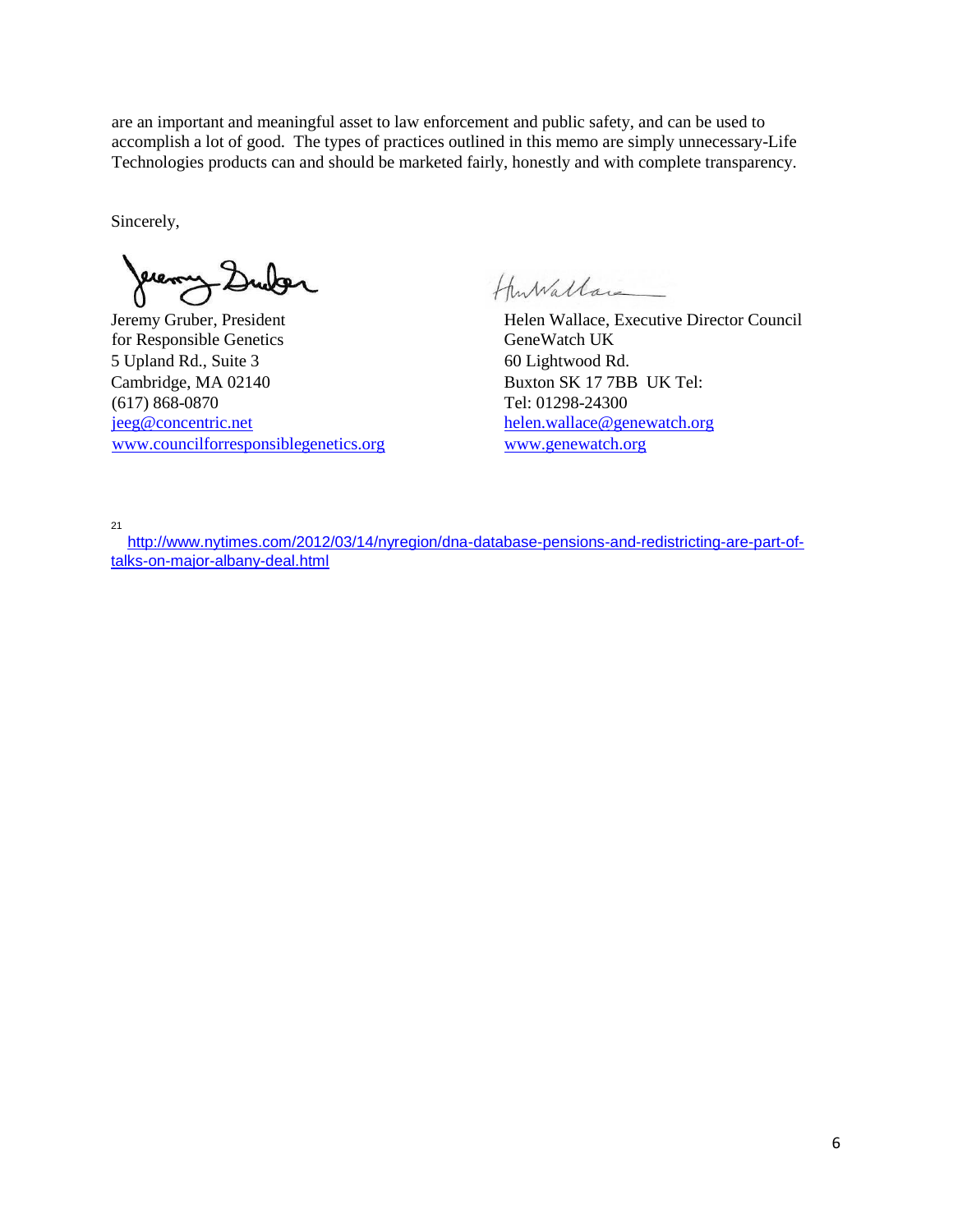are an important and meaningful asset to law enforcement and public safety, and can be used to accomplish a lot of good. The types of practices outlined in this memo are simply unnecessary-Life Technologies products can and should be marketed fairly, honestly and with complete transparency.

Sincerely,

Jeremy Gruber, President
for Responsible Genetics
5 Upland Rd., Suite 3
Cambridge, MA 02140
(617) 868-0870
jeeg@concentric.net
www.councilforresponsiblegenetics.org

Helen Wallace, Executive Director Council
GeneWatch UK
60 Lightwood Rd.
Buxton SK 17 7BB UK Tel:
Tel: 01298-24300
helen.wallace@genewatch.org
www.genewatch.org

[21] http://www.nytimes.com/2012/03/14/nyregion/dna-database-pensions-and-redistricting-are-part-of-talks-on-major-albany-deal.html